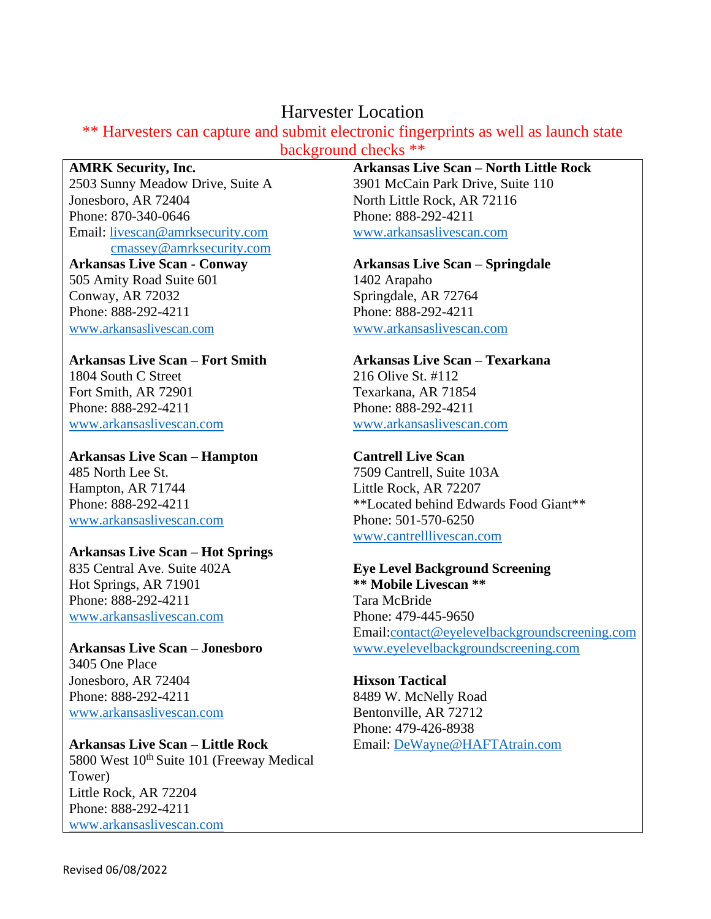# Harvester Location

** Harvesters can capture and submit electronic fingerprints as well as launch state background checks **

**AMRK Security, Inc.**
2503 Sunny Meadow Drive, Suite A
Jonesboro, AR 72404
Phone: 870-340-0646
Email: livescan@amrksecurity.com
cmassey@amrksecurity.com

**Arkansas Live Scan - Conway**
505 Amity Road Suite 601
Conway, AR 72032
Phone: 888-292-4211
www.arkansaslivescan.com

**Arkansas Live Scan – Fort Smith**
1804 South C Street
Fort Smith, AR 72901
Phone: 888-292-4211
www.arkansaslivescan.com

**Arkansas Live Scan – Hampton**
485 North Lee St.
Hampton, AR 71744
Phone: 888-292-4211
www.arkansaslivescan.com

**Arkansas Live Scan – Hot Springs**
835 Central Ave. Suite 402A
Hot Springs, AR 71901
Phone: 888-292-4211
www.arkansaslivescan.com

**Arkansas Live Scan – Jonesboro**
3405 One Place
Jonesboro, AR 72404
Phone: 888-292-4211
www.arkansaslivescan.com

**Arkansas Live Scan – Little Rock**
5800 West 10th Suite 101 (Freeway Medical Tower)
Little Rock, AR 72204
Phone: 888-292-4211
www.arkansaslivescan.com

**Arkansas Live Scan – North Little Rock**
3901 McCain Park Drive, Suite 110
North Little Rock, AR 72116
Phone: 888-292-4211
www.arkansaslivescan.com

**Arkansas Live Scan – Springdale**
1402 Arapaho
Springdale, AR 72764
Phone: 888-292-4211
www.arkansaslivescan.com

**Arkansas Live Scan – Texarkana**
216 Olive St. #112
Texarkana, AR 71854
Phone: 888-292-4211
www.arkansaslivescan.com

**Cantrell Live Scan**
7509 Cantrell, Suite 103A
Little Rock, AR 72207
**Located behind Edwards Food Giant**
Phone: 501-570-6250
www.cantrelllivescan.com

**Eye Level Background Screening**
**\*\* Mobile Livescan \*\***
Tara McBride
Phone: 479-445-9650
Email:contact@eyelevelbackgroundscreening.com
www.eyelevelbackgroundscreening.com

**Hixson Tactical**
8489 W. McNelly Road
Bentonville, AR 72712
Phone: 479-426-8938
Email: DeWayne@HAFTAtrain.com

Revised 06/08/2022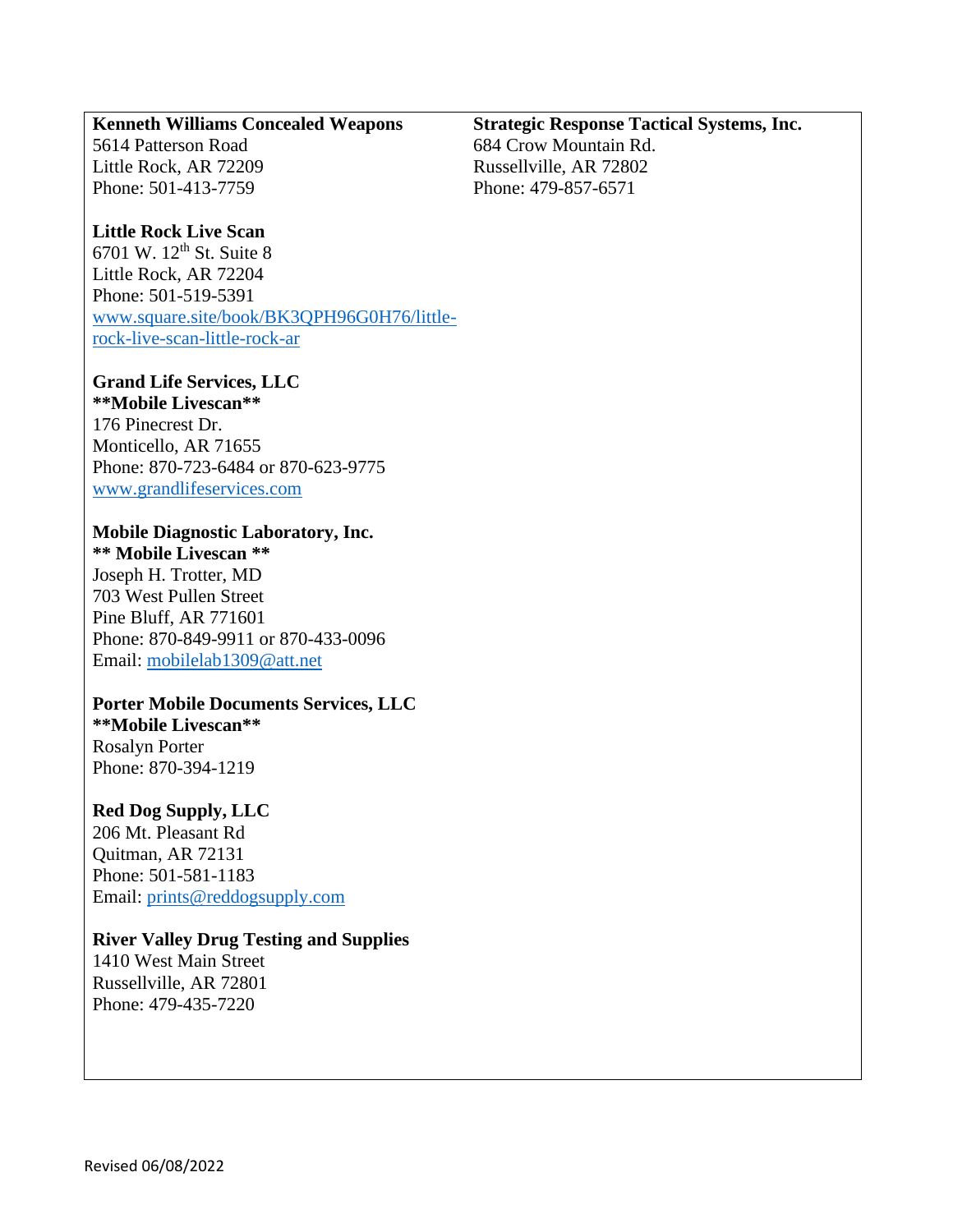**Kenneth Williams Concealed Weapons**
5614 Patterson Road
Little Rock, AR 72209
Phone: 501-413-7759

**Little Rock Live Scan**
6701 W. 12th St. Suite 8
Little Rock, AR 72204
Phone: 501-519-5391
www.square.site/book/BK3QPH96G0H76/little-rock-live-scan-little-rock-ar

**Grand Life Services, LLC**
****Mobile Livescan****
176 Pinecrest Dr.
Monticello, AR 71655
Phone: 870-723-6484 or 870-623-9775
www.grandlifeservices.com

**Mobile Diagnostic Laboratory, Inc.**
**** Mobile Livescan ****
Joseph H. Trotter, MD
703 West Pullen Street
Pine Bluff, AR 771601
Phone: 870-849-9911 or 870-433-0096
Email: mobilelab1309@att.net

**Porter Mobile Documents Services, LLC**
****Mobile Livescan****
Rosalyn Porter
Phone: 870-394-1219

**Red Dog Supply, LLC**
206 Mt. Pleasant Rd
Quitman, AR 72131
Phone: 501-581-1183
Email: prints@reddogsupply.com

**River Valley Drug Testing and Supplies**
1410 West Main Street
Russellville, AR 72801
Phone: 479-435-7220

**Strategic Response Tactical Systems, Inc.**
684 Crow Mountain Rd.
Russellville, AR 72802
Phone: 479-857-6571

Revised 06/08/2022